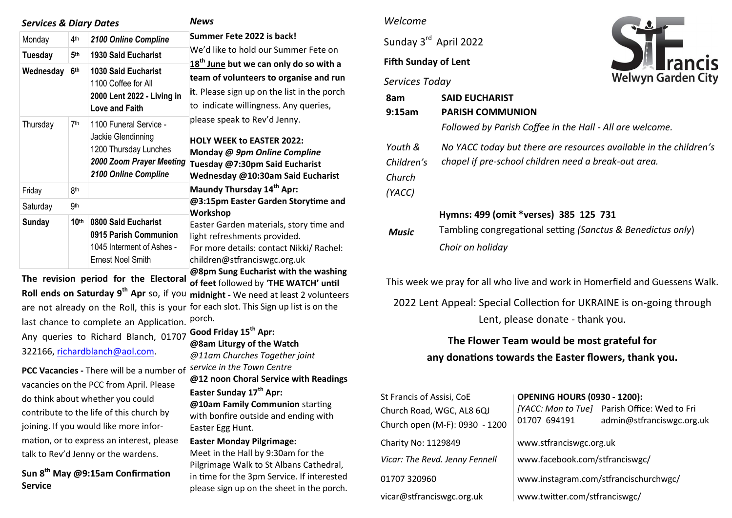### *Services & Diary Dates*

| Monday | 4th | ***2100 Online Compline*** |
|---|---|---|
| **Tuesday** | **5th** | **1930 Said Eucharist** |
| **Wednesday** | **6th** | **1030 Said Eucharist**<br>1100 Coffee for All<br>**2000 Lent 2022 - Living in Love and Faith** |
| Thursday | 7th | 1100 Funeral Service - Jackie Glendinning<br>1200 Thursday Lunches<br>***2000 Zoom Prayer Meeting***<br>***2100 Online Compline*** |
| Friday | 8th | |
| Saturday | 9th | |
| **Sunday** | **10th** | **0800 Said Eucharist**<br>**0915 Parish Communion**<br>1045 Interment of Ashes - Ernest Noel Smith |

**The revision period for the Electoral Roll ends on Saturday 9th Apr** so, if you are not already on the Roll, this is your last chance to complete an Application. Any queries to Richard Blanch, 01707 322166, richardblanch@aol.com.

**PCC Vacancies -** There will be a number of vacancies on the PCC from April. Please do think about whether you could contribute to the life of this church by joining. If you would like more information, or to express an interest, please talk to Rev'd Jenny or the wardens.

**Sun 8th May @9:15am Confirmation Service**

### *News*

**Summer Fete 2022 is back!**
We'd like to hold our Summer Fete on **18th June but we can only do so with a team of volunteers to organise and run it**. Please sign up on the list in the porch to indicate willingness. Any queries, please speak to Rev'd Jenny.

**HOLY WEEK to EASTER 2022:**
**Monday @ *9pm Online Compline***
**Tuesday @7:30pm Said Eucharist**
**Wednesday @10:30am Said Eucharist**
**Maundy Thursday 14th Apr:**
**@3:15pm Easter Garden Storytime and Workshop**
Easter Garden materials, story time and light refreshments provided.
For more details: contact Nikki/ Rachel: children@stfranciswgc.org.uk
**@8pm Sung Eucharist with the washing of feet** followed by '**THE WATCH' until midnight -** We need at least 2 volunteers for each slot. This Sign up list is on the porch.
**Good Friday 15th Apr:**
**@8am Liturgy of the Watch**
*@11am Churches Together joint service in the Town Centre*
**@12 noon Choral Service with Readings**
**Easter Sunday 17th Apr:**
**@10am Family Communion** starting with bonfire outside and ending with Easter Egg Hunt.
**Easter Monday Pilgrimage:**
Meet in the Hall by 9:30am for the Pilgrimage Walk to St Albans Cathedral, in time for the 3pm Service. If interested please sign up on the sheet in the porch.

**St Francis Welwyn Garden City**

*Welcome*

Sunday 3rd April 2022

**Fifth Sunday of Lent**

*Services Today*

| | |
|---|---|
| **8am** | **SAID EUCHARIST** |
| **9:15am** | **PARISH COMMUNION**<br>*Followed by Parish Coffee in the Hall - All are welcome.* |
| *Youth & Children's Church (YACC)* | *No YACC today but there are resources available in the children's chapel if pre-school children need a break-out area.* |
| ***Music*** | **Hymns: 499 (omit \*verses) 385 125 731**<br>Tambling congregational setting *(Sanctus & Benedictus only)*<br>*Choir on holiday* |

This week we pray for all who live and work in Homerfield and Guessens Walk.

2022 Lent Appeal: Special Collection for UKRAINE is on-going through Lent, please donate - thank you.

**The Flower Team would be most grateful for any donations towards the Easter flowers, thank you.**

St Francis of Assisi, CoE
Church Road, WGC, AL8 6QJ
Church open (M-F): 0930 - 1200

**OPENING HOURS (0930 - 1200):**
*[YACC: Mon to Tue]* Parish Office: Wed to Fri
01707 694191 admin@stfranciswgc.org.uk

Charity No: 1129849 | www.stfranciswgc.org.uk

*Vicar: The Revd. Jenny Fennell* | www.facebook.com/stfranciswgc/

01707 320960 | www.instagram.com/stfrancischurchwgc/

vicar@stfranciswgc.org.uk | www.twitter.com/stfranciswgc/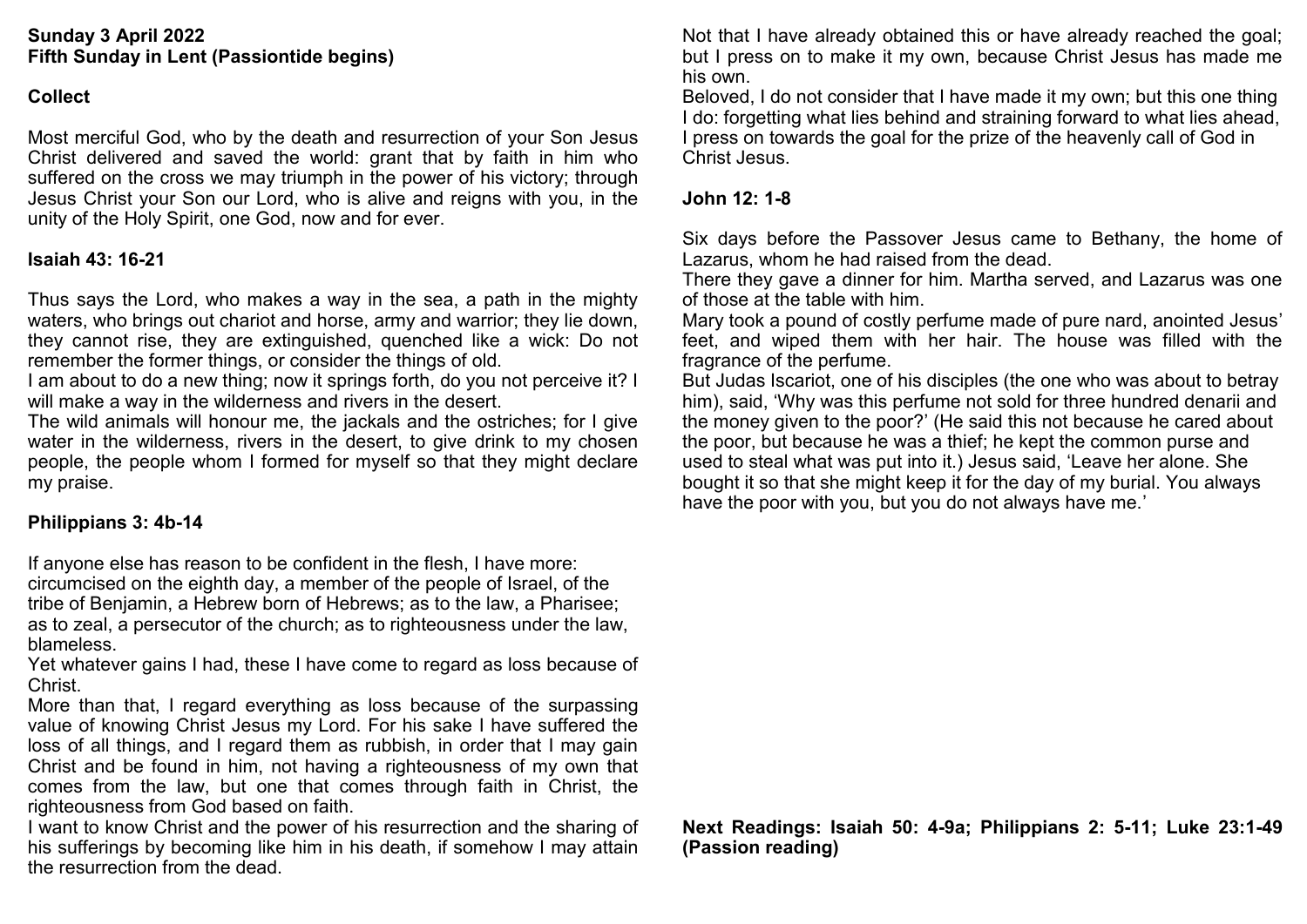**Sunday 3 April 2022**
**Fifth Sunday in Lent (Passiontide begins)**

**Collect**

Most merciful God, who by the death and resurrection of your Son Jesus Christ delivered and saved the world: grant that by faith in him who suffered on the cross we may triumph in the power of his victory; through Jesus Christ your Son our Lord, who is alive and reigns with you, in the unity of the Holy Spirit, one God, now and for ever.

**Isaiah 43: 16-21**

Thus says the Lord, who makes a way in the sea, a path in the mighty waters, who brings out chariot and horse, army and warrior; they lie down, they cannot rise, they are extinguished, quenched like a wick: Do not remember the former things, or consider the things of old.
I am about to do a new thing; now it springs forth, do you not perceive it? I will make a way in the wilderness and rivers in the desert.
The wild animals will honour me, the jackals and the ostriches; for I give water in the wilderness, rivers in the desert, to give drink to my chosen people, the people whom I formed for myself so that they might declare my praise.

**Philippians 3: 4b-14**

If anyone else has reason to be confident in the flesh, I have more: circumcised on the eighth day, a member of the people of Israel, of the tribe of Benjamin, a Hebrew born of Hebrews; as to the law, a Pharisee; as to zeal, a persecutor of the church; as to righteousness under the law, blameless.
Yet whatever gains I had, these I have come to regard as loss because of Christ.
More than that, I regard everything as loss because of the surpassing value of knowing Christ Jesus my Lord. For his sake I have suffered the loss of all things, and I regard them as rubbish, in order that I may gain Christ and be found in him, not having a righteousness of my own that comes from the law, but one that comes through faith in Christ, the righteousness from God based on faith.
I want to know Christ and the power of his resurrection and the sharing of his sufferings by becoming like him in his death, if somehow I may attain the resurrection from the dead.
Not that I have already obtained this or have already reached the goal; but I press on to make it my own, because Christ Jesus has made me his own.
Beloved, I do not consider that I have made it my own; but this one thing I do: forgetting what lies behind and straining forward to what lies ahead, I press on towards the goal for the prize of the heavenly call of God in Christ Jesus.

**John 12: 1-8**

Six days before the Passover Jesus came to Bethany, the home of Lazarus, whom he had raised from the dead.
There they gave a dinner for him. Martha served, and Lazarus was one of those at the table with him.
Mary took a pound of costly perfume made of pure nard, anointed Jesus' feet, and wiped them with her hair. The house was filled with the fragrance of the perfume.
But Judas Iscariot, one of his disciples (the one who was about to betray him), said, 'Why was this perfume not sold for three hundred denarii and the money given to the poor?' (He said this not because he cared about the poor, but because he was a thief; he kept the common purse and used to steal what was put into it.) Jesus said, 'Leave her alone. She bought it so that she might keep it for the day of my burial. You always have the poor with you, but you do not always have me.'

**Next Readings: Isaiah 50: 4-9a; Philippians 2: 5-11; Luke 23:1-49 (Passion reading)**